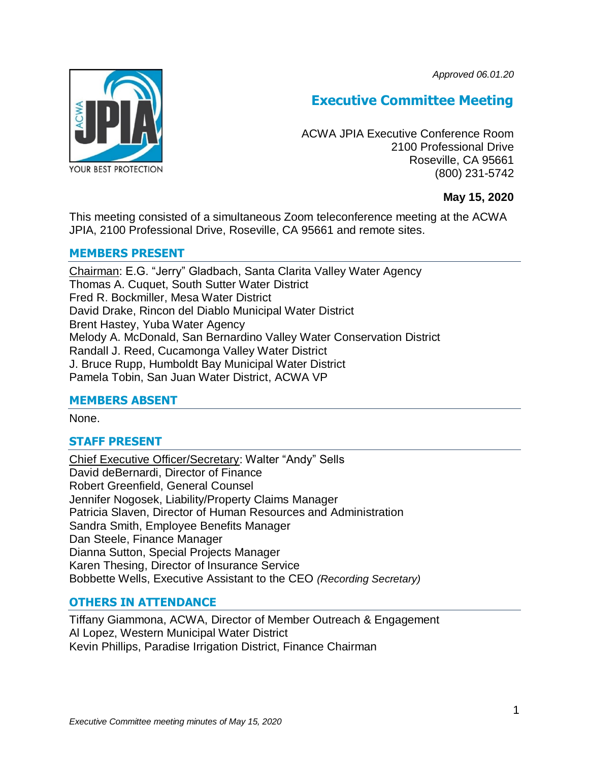*Approved 06.01.20*

# Executive Committee Meeting

ACWA JPIA Executive Conference Room
2100 Professional Drive
Roseville, CA 95661
(800) 231-5742

**May 15, 2020**

This meeting consisted of a simultaneous Zoom teleconference meeting at the ACWA JPIA, 2100 Professional Drive, Roseville, CA 95661 and remote sites.

## MEMBERS PRESENT

Chairman: E.G. "Jerry" Gladbach, Santa Clarita Valley Water Agency
Thomas A. Cuquet, South Sutter Water District
Fred R. Bockmiller, Mesa Water District
David Drake, Rincon del Diablo Municipal Water District
Brent Hastey, Yuba Water Agency
Melody A. McDonald, San Bernardino Valley Water Conservation District
Randall J. Reed, Cucamonga Valley Water District
J. Bruce Rupp, Humboldt Bay Municipal Water District
Pamela Tobin, San Juan Water District, ACWA VP

## MEMBERS ABSENT

None.

## STAFF PRESENT

Chief Executive Officer/Secretary: Walter "Andy" Sells
David deBernardi, Director of Finance
Robert Greenfield, General Counsel
Jennifer Nogosek, Liability/Property Claims Manager
Patricia Slaven, Director of Human Resources and Administration
Sandra Smith, Employee Benefits Manager
Dan Steele, Finance Manager
Dianna Sutton, Special Projects Manager
Karen Thesing, Director of Insurance Service
Bobbette Wells, Executive Assistant to the CEO *(Recording Secretary)*

## OTHERS IN ATTENDANCE

Tiffany Giammona, ACWA, Director of Member Outreach & Engagement
Al Lopez, Western Municipal Water District
Kevin Phillips, Paradise Irrigation District, Finance Chairman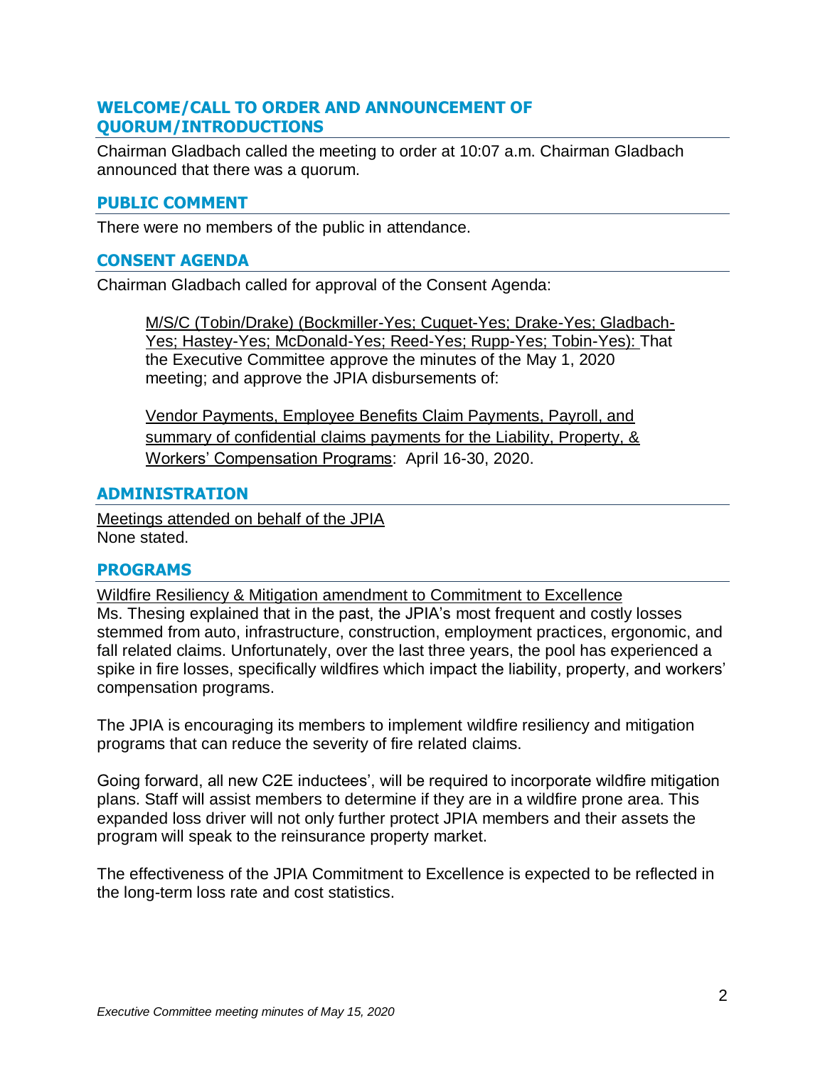## WELCOME/CALL TO ORDER AND ANNOUNCEMENT OF QUORUM/INTRODUCTIONS

Chairman Gladbach called the meeting to order at 10:07 a.m. Chairman Gladbach announced that there was a quorum.

## PUBLIC COMMENT

There were no members of the public in attendance.

## CONSENT AGENDA

Chairman Gladbach called for approval of the Consent Agenda:

> M/S/C (Tobin/Drake) (Bockmiller-Yes; Cuquet-Yes; Drake-Yes; Gladbach-Yes; Hastey-Yes; McDonald-Yes; Reed-Yes; Rupp-Yes; Tobin-Yes): That the Executive Committee approve the minutes of the May 1, 2020 meeting; and approve the JPIA disbursements of:
>
> Vendor Payments, Employee Benefits Claim Payments, Payroll, and summary of confidential claims payments for the Liability, Property, & Workers' Compensation Programs: April 16-30, 2020.

## ADMINISTRATION

Meetings attended on behalf of the JPIA

None stated.

## PROGRAMS

Wildfire Resiliency & Mitigation amendment to Commitment to Excellence

Ms. Thesing explained that in the past, the JPIA's most frequent and costly losses stemmed from auto, infrastructure, construction, employment practices, ergonomic, and fall related claims. Unfortunately, over the last three years, the pool has experienced a spike in fire losses, specifically wildfires which impact the liability, property, and workers' compensation programs.

The JPIA is encouraging its members to implement wildfire resiliency and mitigation programs that can reduce the severity of fire related claims.

Going forward, all new C2E inductees', will be required to incorporate wildfire mitigation plans. Staff will assist members to determine if they are in a wildfire prone area. This expanded loss driver will not only further protect JPIA members and their assets the program will speak to the reinsurance property market.

The effectiveness of the JPIA Commitment to Excellence is expected to be reflected in the long-term loss rate and cost statistics.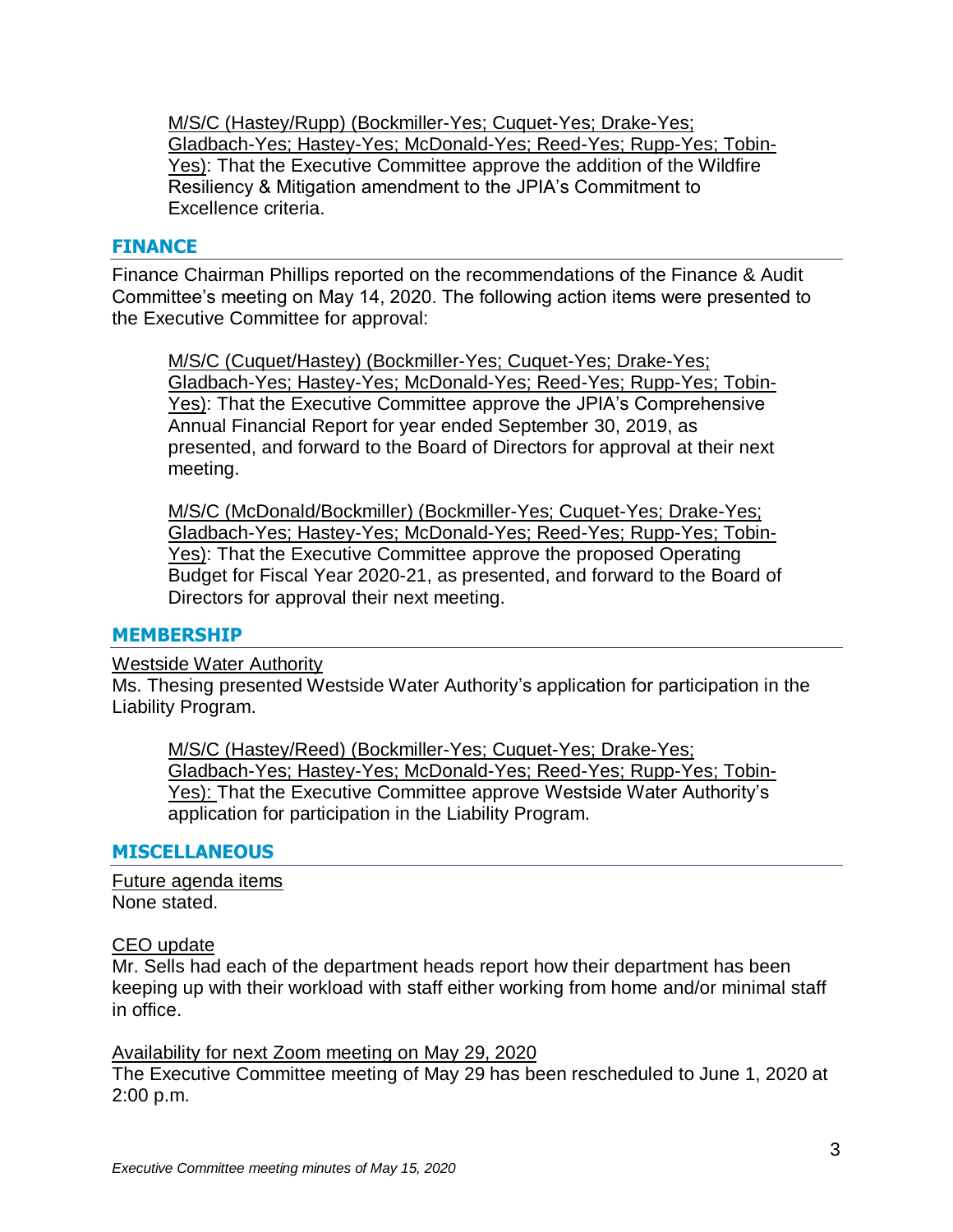M/S/C (Hastey/Rupp) (Bockmiller-Yes; Cuquet-Yes; Drake-Yes; Gladbach-Yes; Hastey-Yes; McDonald-Yes; Reed-Yes; Rupp-Yes; Tobin-Yes): That the Executive Committee approve the addition of the Wildfire Resiliency & Mitigation amendment to the JPIA's Commitment to Excellence criteria.

## FINANCE

Finance Chairman Phillips reported on the recommendations of the Finance & Audit Committee's meeting on May 14, 2020. The following action items were presented to the Executive Committee for approval:

M/S/C (Cuquet/Hastey) (Bockmiller-Yes; Cuquet-Yes; Drake-Yes; Gladbach-Yes; Hastey-Yes; McDonald-Yes; Reed-Yes; Rupp-Yes; Tobin-Yes): That the Executive Committee approve the JPIA's Comprehensive Annual Financial Report for year ended September 30, 2019, as presented, and forward to the Board of Directors for approval at their next meeting.

M/S/C (McDonald/Bockmiller) (Bockmiller-Yes; Cuquet-Yes; Drake-Yes; Gladbach-Yes; Hastey-Yes; McDonald-Yes; Reed-Yes; Rupp-Yes; Tobin-Yes): That the Executive Committee approve the proposed Operating Budget for Fiscal Year 2020-21, as presented, and forward to the Board of Directors for approval their next meeting.

## MEMBERSHIP

Westside Water Authority

Ms. Thesing presented Westside Water Authority's application for participation in the Liability Program.

M/S/C (Hastey/Reed) (Bockmiller-Yes; Cuquet-Yes; Drake-Yes; Gladbach-Yes; Hastey-Yes; McDonald-Yes; Reed-Yes; Rupp-Yes; Tobin-Yes): That the Executive Committee approve Westside Water Authority's application for participation in the Liability Program.

## MISCELLANEOUS

Future agenda items

None stated.

CEO update

Mr. Sells had each of the department heads report how their department has been keeping up with their workload with staff either working from home and/or minimal staff in office.

Availability for next Zoom meeting on May 29, 2020

The Executive Committee meeting of May 29 has been rescheduled to June 1, 2020 at 2:00 p.m.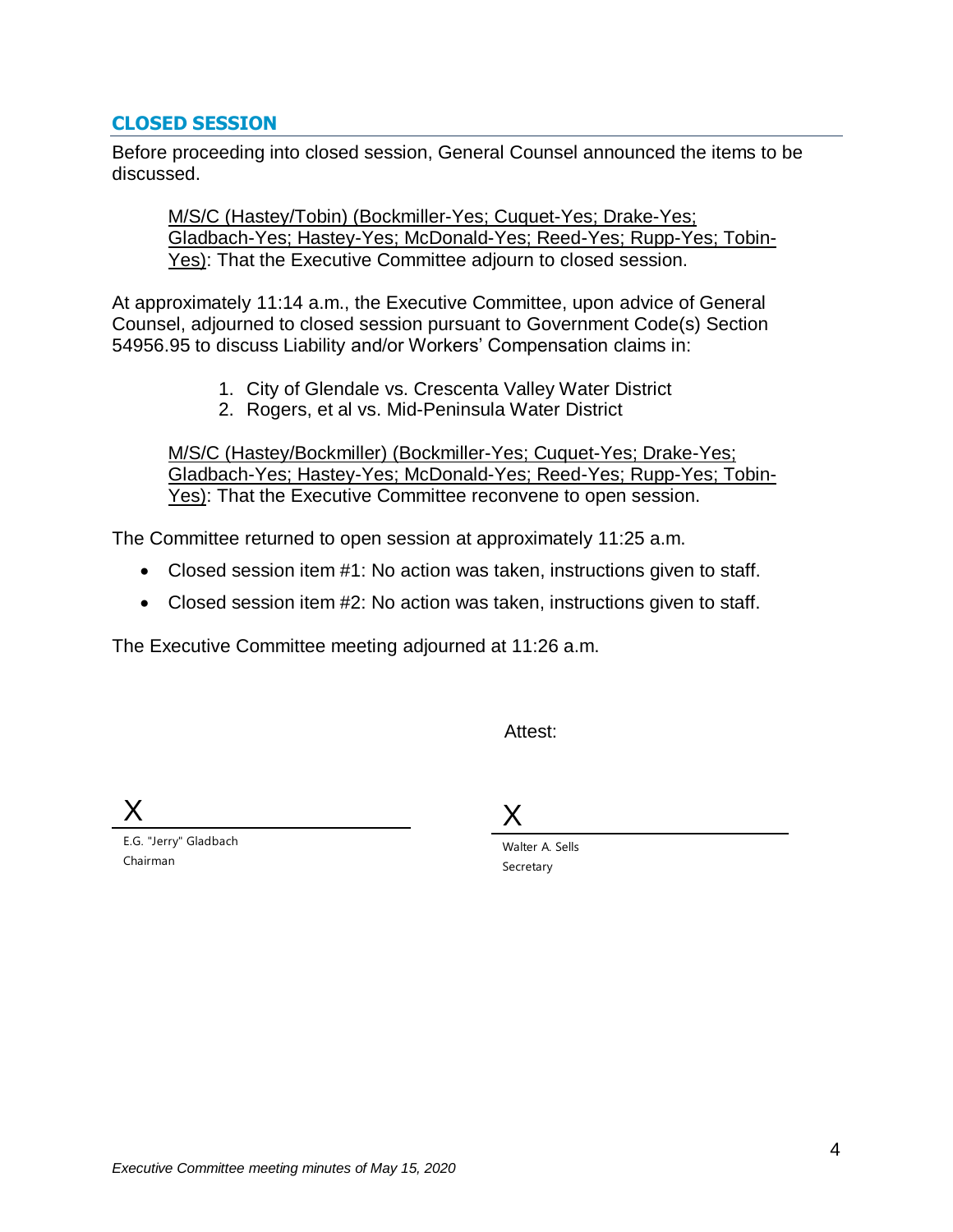## CLOSED SESSION

Before proceeding into closed session, General Counsel announced the items to be discussed.

> M/S/C (Hastey/Tobin) (Bockmiller-Yes; Cuquet-Yes; Drake-Yes; Gladbach-Yes; Hastey-Yes; McDonald-Yes; Reed-Yes; Rupp-Yes; Tobin-Yes): That the Executive Committee adjourn to closed session.

At approximately 11:14 a.m., the Executive Committee, upon advice of General Counsel, adjourned to closed session pursuant to Government Code(s) Section 54956.95 to discuss Liability and/or Workers' Compensation claims in:

1. City of Glendale vs. Crescenta Valley Water District
2. Rogers, et al vs. Mid-Peninsula Water District

> M/S/C (Hastey/Bockmiller) (Bockmiller-Yes; Cuquet-Yes; Drake-Yes; Gladbach-Yes; Hastey-Yes; McDonald-Yes; Reed-Yes; Rupp-Yes; Tobin-Yes): That the Executive Committee reconvene to open session.

The Committee returned to open session at approximately 11:25 a.m.

- Closed session item #1: No action was taken, instructions given to staff.
- Closed session item #2: No action was taken, instructions given to staff.

The Executive Committee meeting adjourned at 11:26 a.m.

Attest:

X

E.G. "Jerry" Gladbach
Chairman

X

Walter A. Sells
Secretary

*Executive Committee meeting minutes of May 15, 2020*